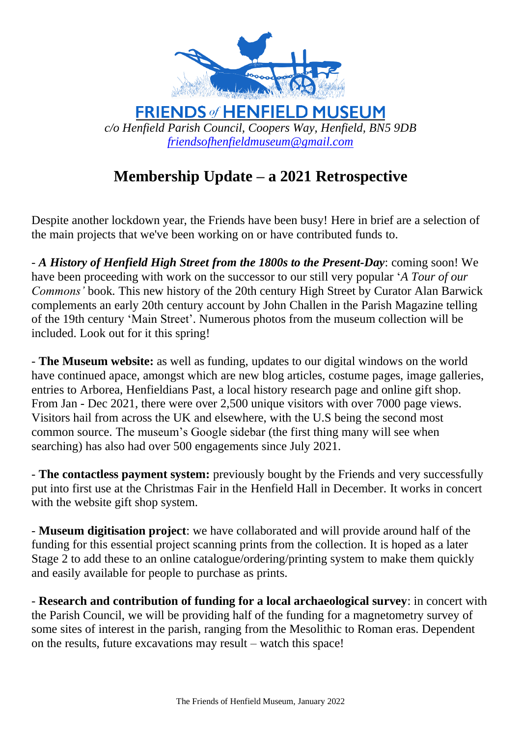**FRIENDS of HENFIELD MUSEUM**

*c/o Henfield Parish Council, Coopers Way, Henfield, BN5 9DB*

*friendsofhenfieldmuseum@gmail.com*

# Membership Update – a 2021 Retrospective

Despite another lockdown year, the Friends have been busy! Here in brief are a selection of the main projects that we've been working on or have contributed funds to.

- ***A History of Henfield High Street from the 1800s to the Present-Day***: coming soon! We have been proceeding with work on the successor to our still very popular '*A Tour of our Commons'* book. This new history of the 20th century High Street by Curator Alan Barwick complements an early 20th century account by John Challen in the Parish Magazine telling of the 19th century 'Main Street'. Numerous photos from the museum collection will be included. Look out for it this spring!

- **The Museum website:** as well as funding, updates to our digital windows on the world have continued apace, amongst which are new blog articles, costume pages, image galleries, entries to Arborea, Henfieldians Past, a local history research page and online gift shop. From Jan - Dec 2021, there were over 2,500 unique visitors with over 7000 page views. Visitors hail from across the UK and elsewhere, with the U.S being the second most common source. The museum's Google sidebar (the first thing many will see when searching) has also had over 500 engagements since July 2021.

- **The contactless payment system:** previously bought by the Friends and very successfully put into first use at the Christmas Fair in the Henfield Hall in December. It works in concert with the website gift shop system.

- **Museum digitisation project**: we have collaborated and will provide around half of the funding for this essential project scanning prints from the collection. It is hoped as a later Stage 2 to add these to an online catalogue/ordering/printing system to make them quickly and easily available for people to purchase as prints.

- **Research and contribution of funding for a local archaeological survey**: in concert with the Parish Council, we will be providing half of the funding for a magnetometry survey of some sites of interest in the parish, ranging from the Mesolithic to Roman eras. Dependent on the results, future excavations may result – watch this space!

The Friends of Henfield Museum, January 2022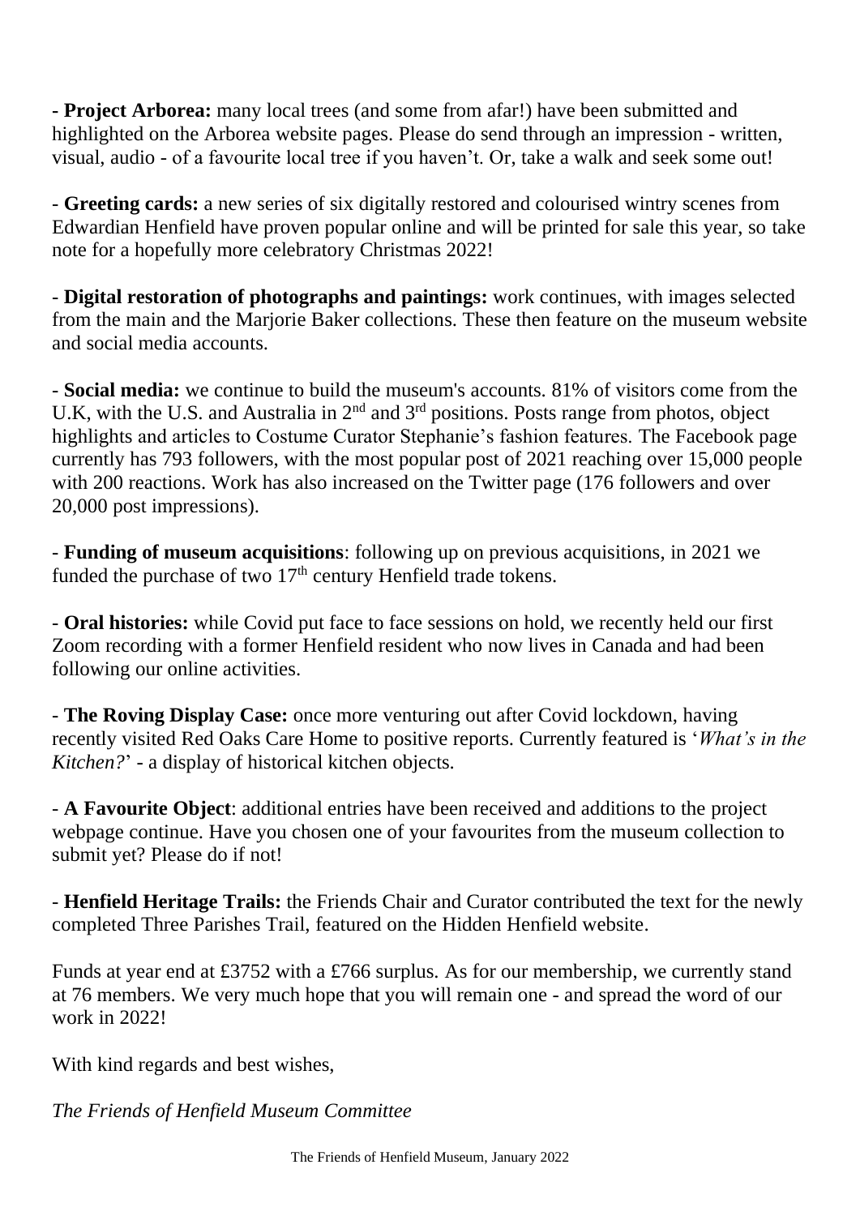- **Project Arborea:** many local trees (and some from afar!) have been submitted and highlighted on the Arborea website pages. Please do send through an impression - written, visual, audio - of a favourite local tree if you haven't. Or, take a walk and seek some out!

- **Greeting cards:** a new series of six digitally restored and colourised wintry scenes from Edwardian Henfield have proven popular online and will be printed for sale this year, so take note for a hopefully more celebratory Christmas 2022!

- **Digital restoration of photographs and paintings:** work continues, with images selected from the main and the Marjorie Baker collections. These then feature on the museum website and social media accounts.

- **Social media:** we continue to build the museum's accounts. 81% of visitors come from the U.K, with the U.S. and Australia in 2nd and 3rd positions. Posts range from photos, object highlights and articles to Costume Curator Stephanie's fashion features. The Facebook page currently has 793 followers, with the most popular post of 2021 reaching over 15,000 people with 200 reactions. Work has also increased on the Twitter page (176 followers and over 20,000 post impressions).

- **Funding of museum acquisitions**: following up on previous acquisitions, in 2021 we funded the purchase of two 17th century Henfield trade tokens.

- **Oral histories:** while Covid put face to face sessions on hold, we recently held our first Zoom recording with a former Henfield resident who now lives in Canada and had been following our online activities.

- **The Roving Display Case:** once more venturing out after Covid lockdown, having recently visited Red Oaks Care Home to positive reports. Currently featured is '*What's in the Kitchen?*' - a display of historical kitchen objects.

- **A Favourite Object**: additional entries have been received and additions to the project webpage continue. Have you chosen one of your favourites from the museum collection to submit yet? Please do if not!

- **Henfield Heritage Trails:** the Friends Chair and Curator contributed the text for the newly completed Three Parishes Trail, featured on the Hidden Henfield website.

Funds at year end at £3752 with a £766 surplus. As for our membership, we currently stand at 76 members. We very much hope that you will remain one - and spread the word of our work in 2022!

With kind regards and best wishes,

*The Friends of Henfield Museum Committee*